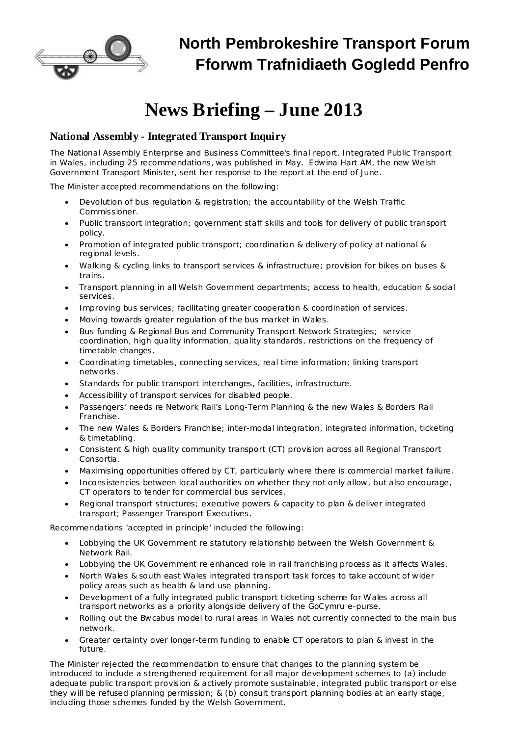# North Pembrokeshire Transport Forum
# Fforwm Trafnidiaeth Gogledd Penfro

# News Briefing – June 2013

## National Assembly - Integrated Transport Inquiry

The National Assembly Enterprise and Business Committee's final report, Integrated Public Transport in Wales, including 25 recommendations, was published in May. Edwina Hart AM, the new Welsh Government Transport Minister, sent her response to the report at the end of June.

The Minister accepted recommendations on the following:

- Devolution of bus regulation & registration; the accountability of the Welsh Traffic Commissioner.
- Public transport integration; government staff skills and tools for delivery of public transport policy.
- Promotion of integrated public transport; coordination & delivery of policy at national & regional levels.
- Walking & cycling links to transport services & infrastructure; provision for bikes on buses & trains.
- Transport planning in all Welsh Government departments; access to health, education & social services.
- Improving bus services; facilitating greater cooperation & coordination of services.
- Moving towards greater regulation of the bus market in Wales.
- Bus funding & Regional Bus and Community Transport Network Strategies; service coordination, high quality information, quality standards, restrictions on the frequency of timetable changes.
- Coordinating timetables, connecting services, real time information; linking transport networks.
- Standards for public transport interchanges, facilities, infrastructure.
- Accessibility of transport services for disabled people.
- Passengers' needs re Network Rail's Long-Term Planning & the new Wales & Borders Rail Franchise.
- The new Wales & Borders Franchise; inter-modal integration, integrated information, ticketing & timetabling.
- Consistent & high quality community transport (CT) provision across all Regional Transport Consortia.
- Maximising opportunities offered by CT, particularly where there is commercial market failure.
- Inconsistencies between local authorities on whether they not only allow, but also encourage, CT operators to tender for commercial bus services.
- Regional transport structures; executive powers & capacity to plan & deliver integrated transport; Passenger Transport Executives.

Recommendations 'accepted in principle' included the following:

- Lobbying the UK Government re statutory relationship between the Welsh Government & Network Rail.
- Lobbying the UK Government re enhanced role in rail franchising process as it affects Wales.
- North Wales & south east Wales integrated transport task forces to take account of wider policy areas such as health & land use planning.
- Development of a fully integrated public transport ticketing scheme for Wales across all transport networks as a priority alongside delivery of the GoCymru e-purse.
- Rolling out the Bwcabus model to rural areas in Wales not currently connected to the main bus network.
- Greater certainty over longer-term funding to enable CT operators to plan & invest in the future.

The Minister rejected the recommendation to ensure that changes to the planning system be introduced to include a strengthened requirement for all major development schemes to (a) include adequate public transport provision & actively promote sustainable, integrated public transport or else they will be refused planning permission; & (b) consult transport planning bodies at an early stage, including those schemes funded by the Welsh Government.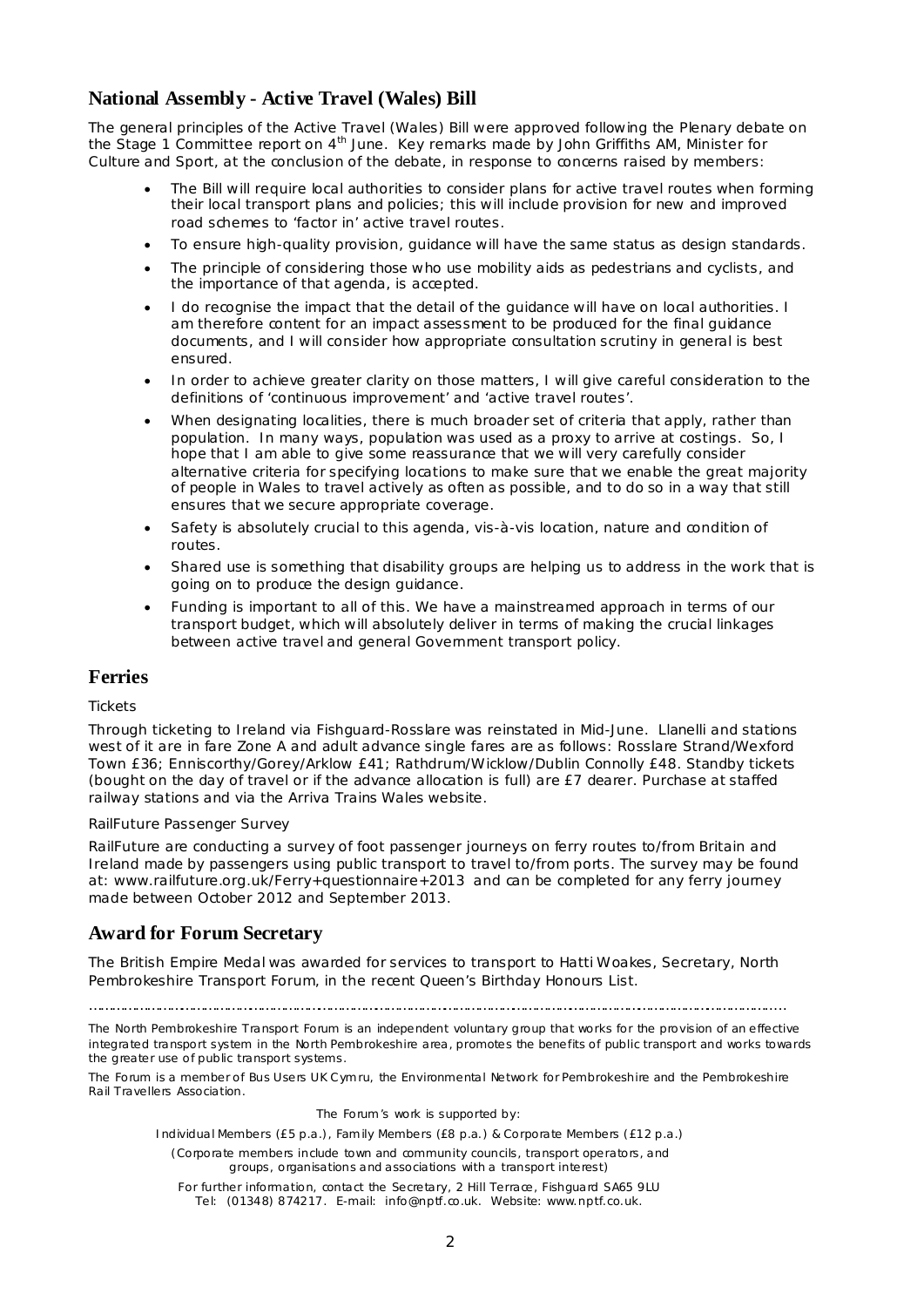## National Assembly - Active Travel (Wales) Bill

The general principles of the Active Travel (Wales) Bill were approved following the Plenary debate on the Stage 1 Committee report on 4th June. Key remarks made by John Griffiths AM, Minister for Culture and Sport, at the conclusion of the debate, in response to concerns raised by members:

- The Bill will require local authorities to consider plans for active travel routes when forming their local transport plans and policies; this will include provision for new and improved road schemes to 'factor in' active travel routes.
- To ensure high-quality provision, guidance will have the same status as design standards.
- The principle of considering those who use mobility aids as pedestrians and cyclists, and the importance of that agenda, is accepted.
- I do recognise the impact that the detail of the guidance will have on local authorities. I am therefore content for an impact assessment to be produced for the final guidance documents, and I will consider how appropriate consultation scrutiny in general is best ensured.
- In order to achieve greater clarity on those matters, I will give careful consideration to the definitions of 'continuous improvement' and 'active travel routes'.
- When designating localities, there is much broader set of criteria that apply, rather than population. In many ways, population was used as a proxy to arrive at costings. So, I hope that I am able to give some reassurance that we will very carefully consider alternative criteria for specifying locations to make sure that we enable the great majority of people in Wales to travel actively as often as possible, and to do so in a way that still ensures that we secure appropriate coverage.
- Safety is absolutely crucial to this agenda, vis-à-vis location, nature and condition of routes.
- Shared use is something that disability groups are helping us to address in the work that is going on to produce the design guidance.
- Funding is important to all of this. We have a mainstreamed approach in terms of our transport budget, which will absolutely deliver in terms of making the crucial linkages between active travel and general Government transport policy.

## Ferries

Tickets

Through ticketing to Ireland via Fishguard-Rosslare was reinstated in Mid-June. Llanelli and stations west of it are in fare Zone A and adult advance single fares are as follows: Rosslare Strand/Wexford Town £36; Enniscorthy/Gorey/Arklow £41; Rathdrum/Wicklow/Dublin Connolly £48. Standby tickets (bought on the day of travel or if the advance allocation is full) are £7 dearer. Purchase at staffed railway stations and via the Arriva Trains Wales website.

RailFuture Passenger Survey

RailFuture are conducting a survey of foot passenger journeys on ferry routes to/from Britain and Ireland made by passengers using public transport to travel to/from ports. The survey may be found at: www.railfuture.org.uk/Ferry+questionnaire+2013 and can be completed for any ferry journey made between October 2012 and September 2013.

## Award for Forum Secretary

The British Empire Medal was awarded for services to transport to Hatti Woakes, Secretary, North Pembrokeshire Transport Forum, in the recent Queen's Birthday Honours List.

---

The North Pembrokeshire Transport Forum is an independent voluntary group that works for the provision of an effective integrated transport system in the North Pembrokeshire area, promotes the benefits of public transport and works towards the greater use of public transport systems.

The Forum is a member of Bus Users UK Cymru, the Environmental Network for Pembrokeshire and the Pembrokeshire Rail Travellers Association.

The Forum's work is supported by:

Individual Members (£5 p.a.), Family Members (£8 p.a.) & Corporate Members (£12 p.a.)

(Corporate members include town and community councils, transport operators, and groups, organisations and associations with a transport interest)

For further information, contact the Secretary, 2 Hill Terrace, Fishguard SA65 9LU
Tel: (01348) 874217. E-mail: info@nptf.co.uk. Website: www.nptf.co.uk.